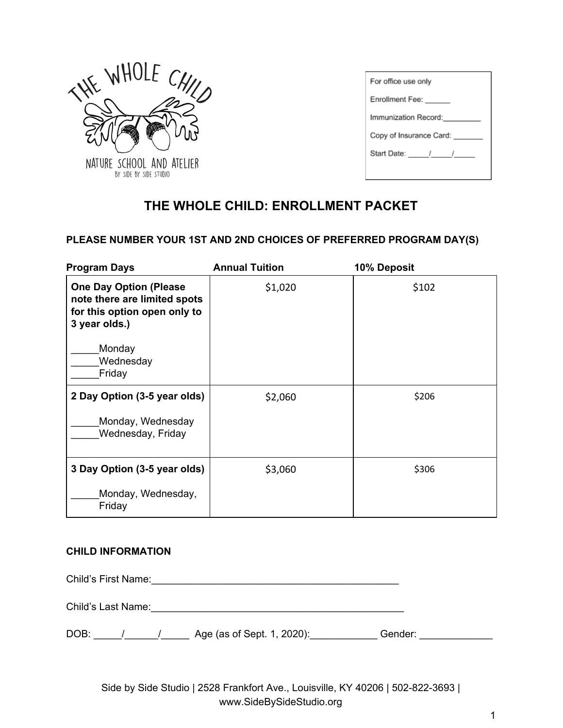THE WHOLE CHILD

NATURE SCHOOL AND ATELIER

BY SIDE BY SIDE STUDIO

| For office use only |
| --- |
| Enrollment Fee: ______ |
| Immunization Record:_________ |
| Copy of Insurance Card: _______ |
| Start Date: _____/_____/_____ |

# THE WHOLE CHILD: ENROLLMENT PACKET

**PLEASE NUMBER YOUR 1ST AND 2ND CHOICES OF PREFERRED PROGRAM DAY(S)**

| Program Days | Annual Tuition | 10% Deposit |
| --- | --- | --- |
| **One Day Option (Please note there are limited spots for this option open only to 3 year olds.)**<br><br>_____Monday<br>_____Wednesday<br>_____Friday | $1,020 | $102 |
| **2 Day Option (3-5 year olds)**<br><br>_____Monday, Wednesday<br>_____Wednesday, Friday | $2,060 | $206 |
| **3 Day Option (3-5 year olds)**<br><br>_____Monday, Wednesday, Friday | $3,060 | $306 |

**CHILD INFORMATION**

Child's First Name:_______________________________________________

Child's Last Name:________________________________________________

DOB: _____/______/_____ Age (as of Sept. 1, 2020):____________ Gender: _____________

Side by Side Studio | 2528 Frankfort Ave., Louisville, KY 40206 | 502-822-3693 | www.SideBySideStudio.org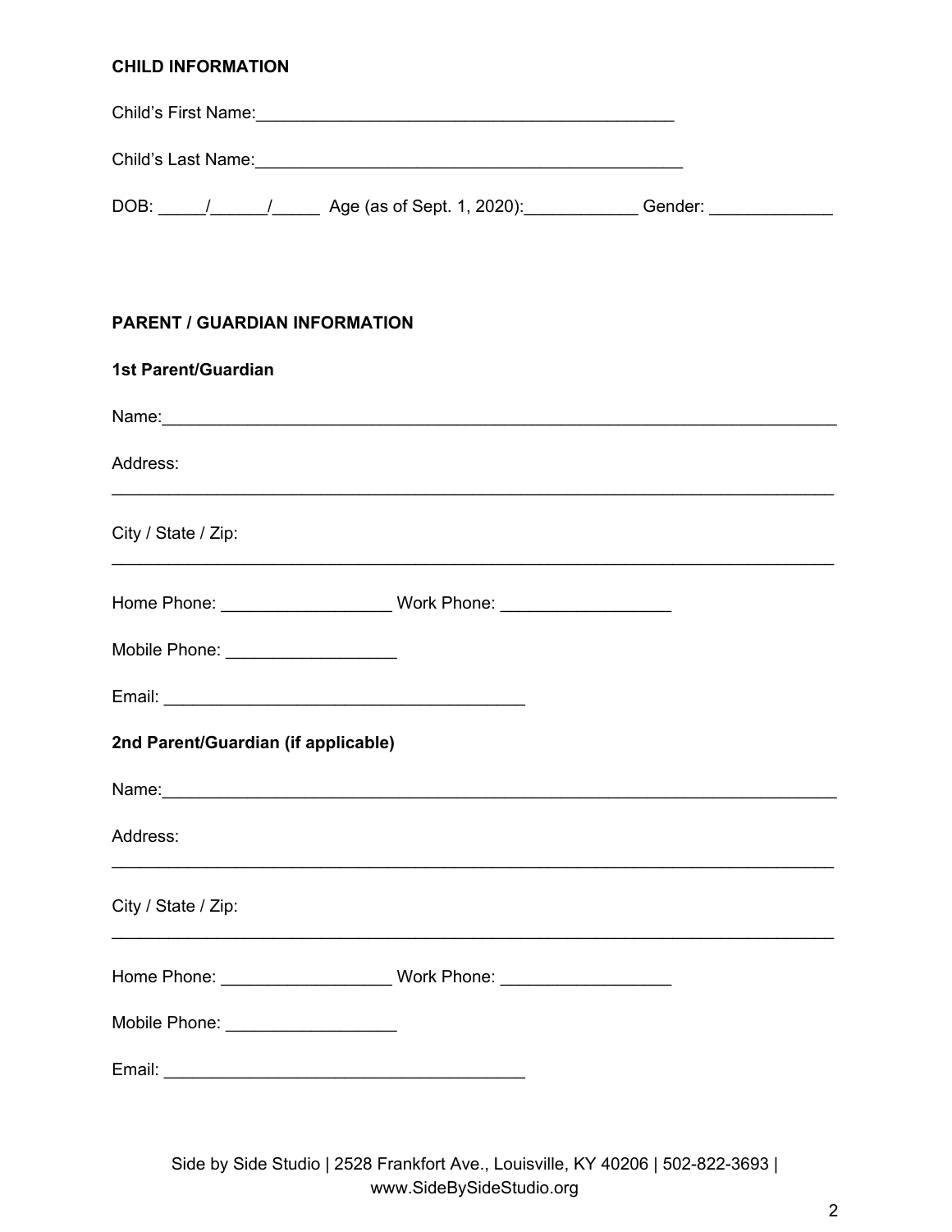**CHILD INFORMATION**

Child's First Name:_____________________________________________

Child's Last Name:______________________________________________

DOB: _____/______/_____ Age (as of Sept. 1, 2020):____________ Gender: _____________

**PARENT / GUARDIAN INFORMATION**

**1st Parent/Guardian**

Name:___________________________________________________________________________

Address:

________________________________________________________________________________

City / State / Zip:

________________________________________________________________________________

Home Phone: __________________ Work Phone: __________________

Mobile Phone: __________________

Email: ______________________________________

**2nd Parent/Guardian (if applicable)**

Name:___________________________________________________________________________

Address:

________________________________________________________________________________

City / State / Zip:

________________________________________________________________________________

Home Phone: __________________ Work Phone: __________________

Mobile Phone: __________________

Email: ______________________________________

Side by Side Studio | 2528 Frankfort Ave., Louisville, KY 40206 | 502-822-3693 | www.SideBySideStudio.org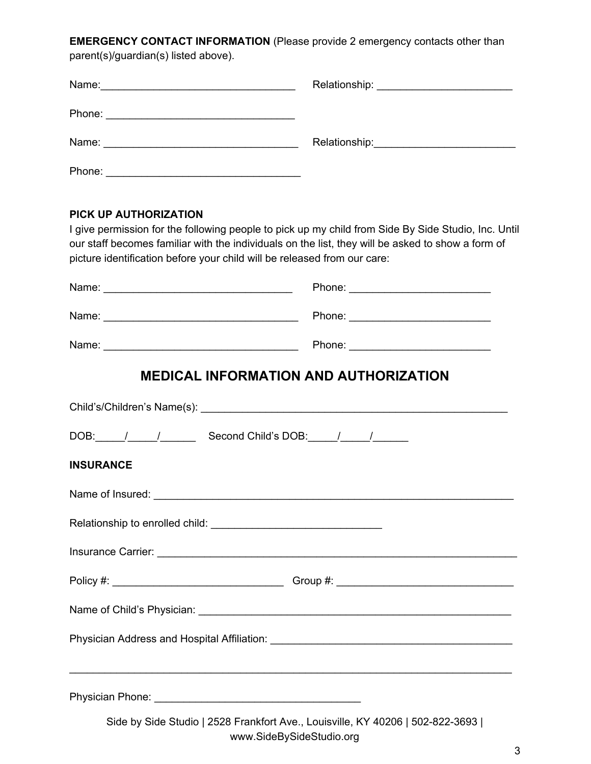**EMERGENCY CONTACT INFORMATION** (Please provide 2 emergency contacts other than parent(s)/guardian(s) listed above).

Name:________________________________ Relationship: ______________________

Phone: _______________________________

Name: ________________________________ Relationship:______________________

Phone: ________________________________

**PICK UP AUTHORIZATION**

I give permission for the following people to pick up my child from Side By Side Studio, Inc. Until our staff becomes familiar with the individuals on the list, they will be asked to show a form of picture identification before your child will be released from our care:

Name: _______________________________ Phone: _______________________

Name: ________________________________ Phone: _______________________

Name: ________________________________ Phone: _______________________

## MEDICAL INFORMATION AND AUTHORIZATION

Child's/Children's Name(s): ___________________________________________________

DOB:_____/_____/______ Second Child's DOB:_____/_____/______

**INSURANCE**

Name of Insured: ____________________________________________________________

Relationship to enrolled child: ____________________________

Insurance Carrier: ____________________________________________________________

Policy #: _____________________________ Group #: ______________________________

Name of Child's Physician: ____________________________________________________

Physician Address and Hospital Affiliation: ________________________________________

_________________________________________________________________________

Physician Phone: ___________________________________

Side by Side Studio | 2528 Frankfort Ave., Louisville, KY 40206 | 502-822-3693 | www.SideBySideStudio.org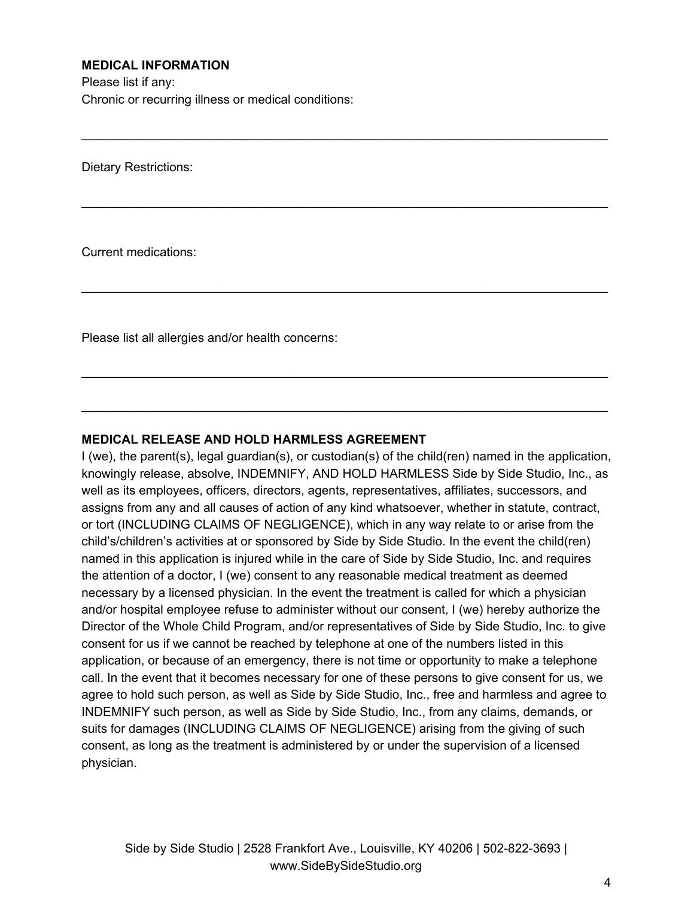**MEDICAL INFORMATION**

Please list if any:

Chronic or recurring illness or medical conditions:

______________________________________________________________________________

Dietary Restrictions:

______________________________________________________________________________

Current medications:

______________________________________________________________________________

Please list all allergies and/or health concerns:

______________________________________________________________________________

______________________________________________________________________________

**MEDICAL RELEASE AND HOLD HARMLESS AGREEMENT**

I (we), the parent(s), legal guardian(s), or custodian(s) of the child(ren) named in the application, knowingly release, absolve, INDEMNIFY, AND HOLD HARMLESS Side by Side Studio, Inc., as well as its employees, officers, directors, agents, representatives, affiliates, successors, and assigns from any and all causes of action of any kind whatsoever, whether in statute, contract, or tort (INCLUDING CLAIMS OF NEGLIGENCE), which in any way relate to or arise from the child's/children's activities at or sponsored by Side by Side Studio. In the event the child(ren) named in this application is injured while in the care of Side by Side Studio, Inc. and requires the attention of a doctor, I (we) consent to any reasonable medical treatment as deemed necessary by a licensed physician. In the event the treatment is called for which a physician and/or hospital employee refuse to administer without our consent, I (we) hereby authorize the Director of the Whole Child Program, and/or representatives of Side by Side Studio, Inc. to give consent for us if we cannot be reached by telephone at one of the numbers listed in this application, or because of an emergency, there is not time or opportunity to make a telephone call. In the event that it becomes necessary for one of these persons to give consent for us, we agree to hold such person, as well as Side by Side Studio, Inc., free and harmless and agree to INDEMNIFY such person, as well as Side by Side Studio, Inc., from any claims, demands, or suits for damages (INCLUDING CLAIMS OF NEGLIGENCE) arising from the giving of such consent, as long as the treatment is administered by or under the supervision of a licensed physician.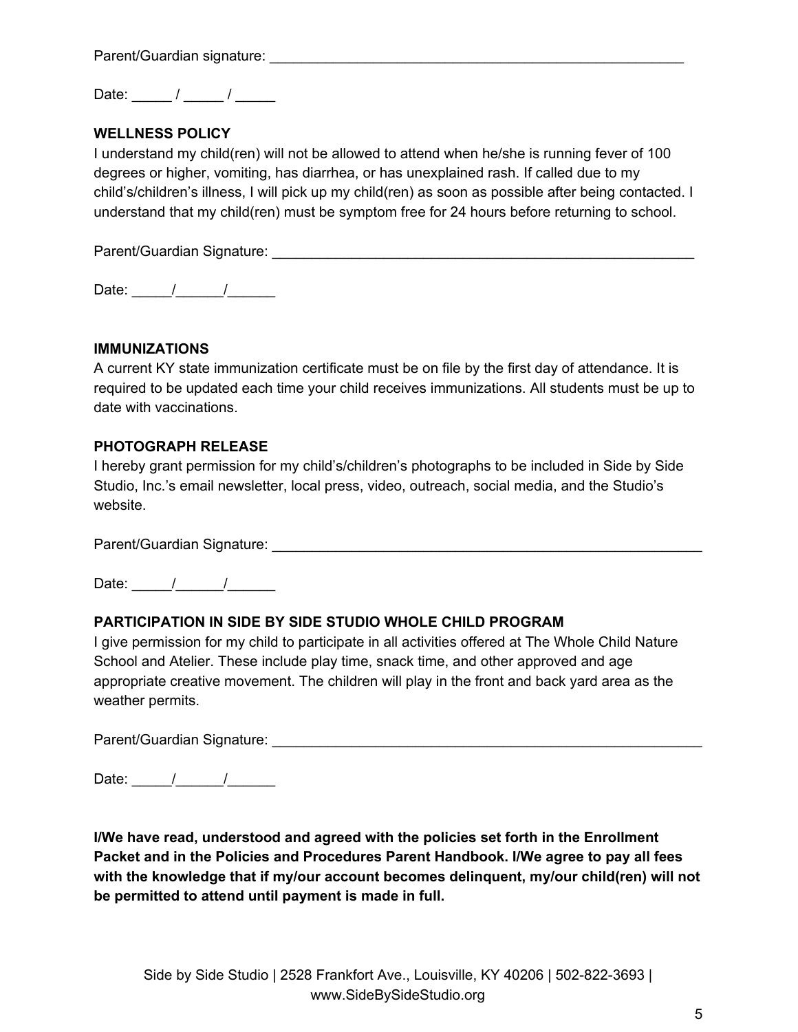Parent/Guardian signature: ______________________________________________________

Date: _____ / _____ / _____

**WELLNESS POLICY**

I understand my child(ren) will not be allowed to attend when he/she is running fever of 100 degrees or higher, vomiting, has diarrhea, or has unexplained rash. If called due to my child's/children's illness, I will pick up my child(ren) as soon as possible after being contacted. I understand that my child(ren) must be symptom free for 24 hours before returning to school.

Parent/Guardian Signature: ______________________________________________________

Date: _____/______/______

**IMMUNIZATIONS**

A current KY state immunization certificate must be on file by the first day of attendance. It is required to be updated each time your child receives immunizations. All students must be up to date with vaccinations.

**PHOTOGRAPH RELEASE**

I hereby grant permission for my child's/children's photographs to be included in Side by Side Studio, Inc.'s email newsletter, local press, video, outreach, social media, and the Studio's website.

Parent/Guardian Signature: ______________________________________________________

Date: _____/______/______

**PARTICIPATION IN SIDE BY SIDE STUDIO WHOLE CHILD PROGRAM**

I give permission for my child to participate in all activities offered at The Whole Child Nature School and Atelier. These include play time, snack time, and other approved and age appropriate creative movement. The children will play in the front and back yard area as the weather permits.

Parent/Guardian Signature: ______________________________________________________

Date: _____/______/______

**I/We have read, understood and agreed with the policies set forth in the Enrollment Packet and in the Policies and Procedures Parent Handbook. I/We agree to pay all fees with the knowledge that if my/our account becomes delinquent, my/our child(ren) will not be permitted to attend until payment is made in full.**

Side by Side Studio | 2528 Frankfort Ave., Louisville, KY 40206 | 502-822-3693 | www.SideBySideStudio.org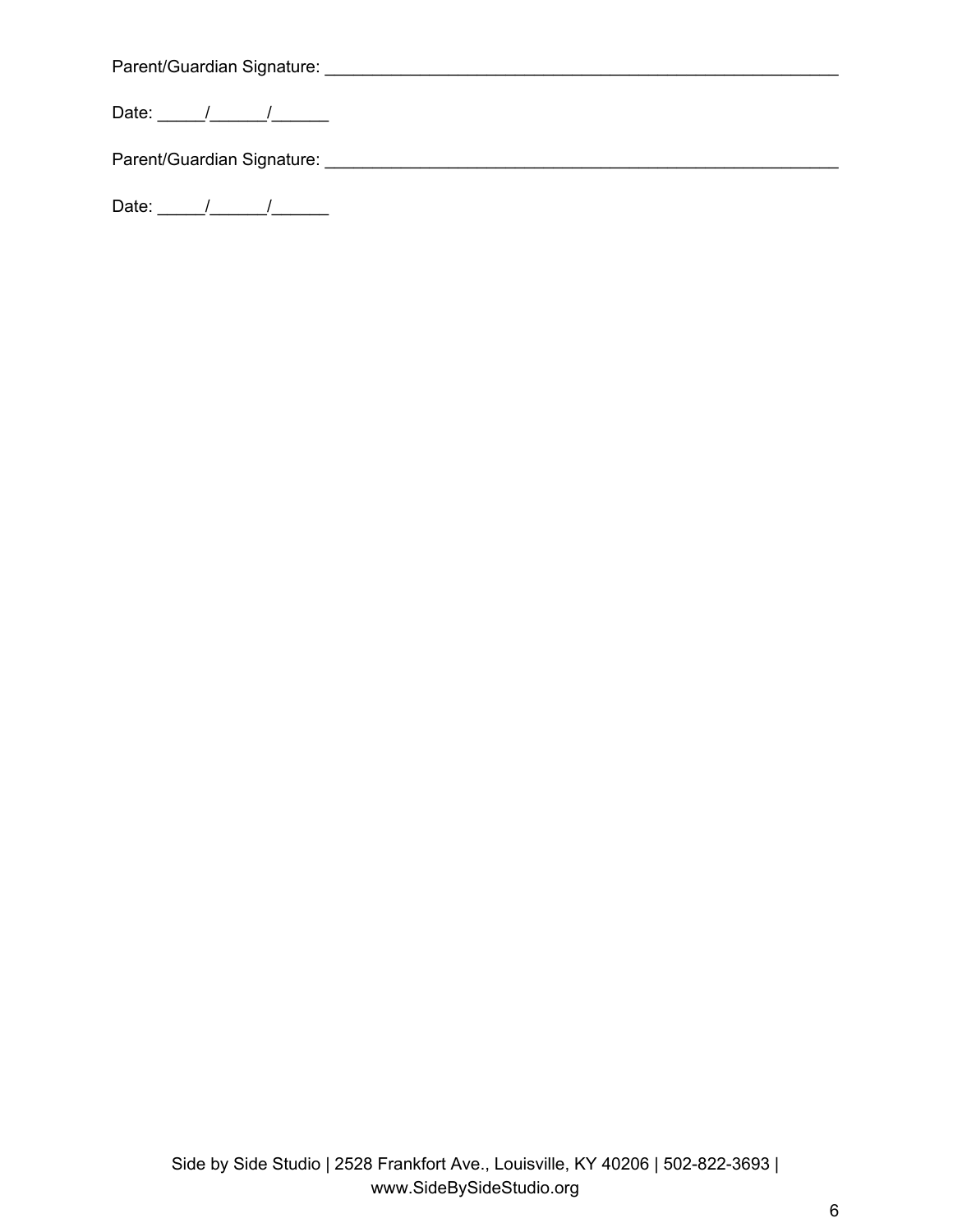Parent/Guardian Signature: ________________________________________________________

Date: _____/______/______

Parent/Guardian Signature: ________________________________________________________

Date: _____/______/______